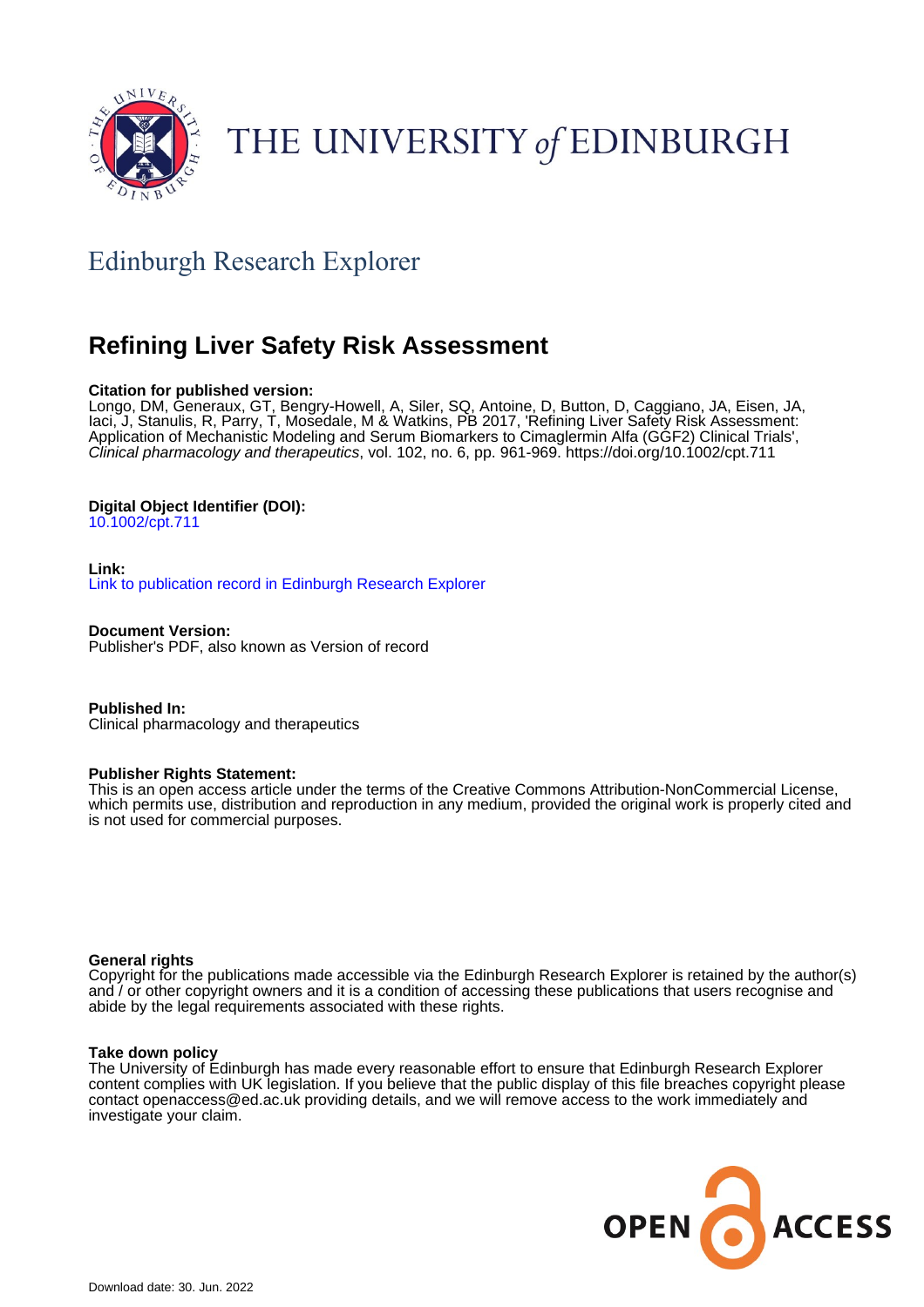# THE UNIVERSITY of EDINBURGH

## Edinburgh Research Explorer

# Refining Liver Safety Risk Assessment

**Citation for published version:**
Longo, DM, Generaux, GT, Bengry-Howell, A, Siler, SQ, Antoine, D, Button, D, Caggiano, JA, Eisen, JA, Iaci, J, Stanulis, R, Parry, T, Mosedale, M & Watkins, PB 2017, 'Refining Liver Safety Risk Assessment: Application of Mechanistic Modeling and Serum Biomarkers to Cimaglermin Alfa (GGF2) Clinical Trials', *Clinical pharmacology and therapeutics*, vol. 102, no. 6, pp. 961-969. https://doi.org/10.1002/cpt.711

**Digital Object Identifier (DOI):**
10.1002/cpt.711

**Link:**
Link to publication record in Edinburgh Research Explorer

**Document Version:**
Publisher's PDF, also known as Version of record

**Published In:**
Clinical pharmacology and therapeutics

**Publisher Rights Statement:**
This is an open access article under the terms of the Creative Commons Attribution-NonCommercial License, which permits use, distribution and reproduction in any medium, provided the original work is properly cited and is not used for commercial purposes.

**General rights**
Copyright for the publications made accessible via the Edinburgh Research Explorer is retained by the author(s) and / or other copyright owners and it is a condition of accessing these publications that users recognise and abide by the legal requirements associated with these rights.

**Take down policy**
The University of Edinburgh has made every reasonable effort to ensure that Edinburgh Research Explorer content complies with UK legislation. If you believe that the public display of this file breaches copyright please contact openaccess@ed.ac.uk providing details, and we will remove access to the work immediately and investigate your claim.

OPEN ACCESS

Download date: 30. Jun. 2022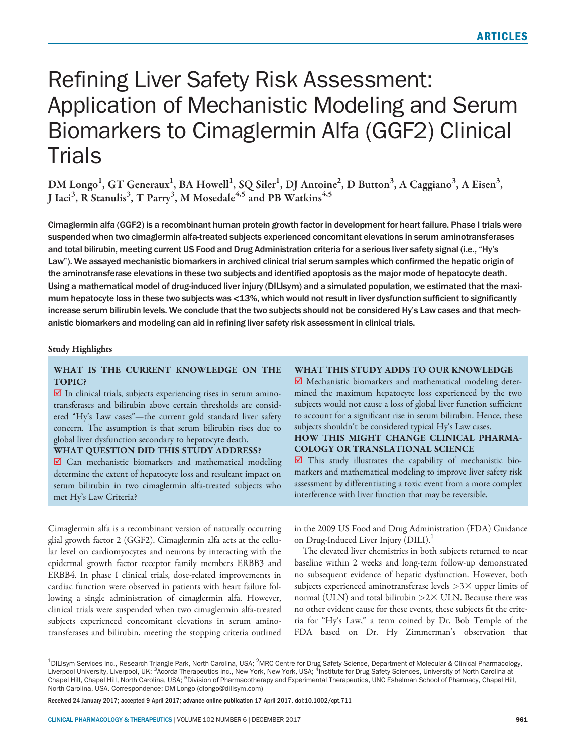# Refining Liver Safety Risk Assessment: Application of Mechanistic Modeling and Serum Biomarkers to Cimaglermin Alfa (GGF2) Clinical Trials

DM Longo[1], GT Generaux[1], BA Howell[1], SQ Siler[1], DJ Antoine[2], D Button[3], A Caggiano[3], A Eisen[3], J Iaci[3], R Stanulis[3], T Parry[3], M Mosedale[4,5] and PB Watkins[4,5]

Cimaglermin alfa (GGF2) is a recombinant human protein growth factor in development for heart failure. Phase I trials were suspended when two cimaglermin alfa-treated subjects experienced concomitant elevations in serum aminotransferases and total bilirubin, meeting current US Food and Drug Administration criteria for a serious liver safety signal (i.e., "Hy's Law"). We assayed mechanistic biomarkers in archived clinical trial serum samples which confirmed the hepatic origin of the aminotransferase elevations in these two subjects and identified apoptosis as the major mode of hepatocyte death. Using a mathematical model of drug-induced liver injury (DILIsym) and a simulated population, we estimated that the maximum hepatocyte loss in these two subjects was <13%, which would not result in liver dysfunction sufficient to significantly increase serum bilirubin levels. We conclude that the two subjects should not be considered Hy's Law cases and that mechanistic biomarkers and modeling can aid in refining liver safety risk assessment in clinical trials.

### Study Highlights

**WHAT IS THE CURRENT KNOWLEDGE ON THE TOPIC?**

☑ In clinical trials, subjects experiencing rises in serum aminotransferases and bilirubin above certain thresholds are considered "Hy's Law cases"—the current gold standard liver safety concern. The assumption is that serum bilirubin rises due to global liver dysfunction secondary to hepatocyte death.

**WHAT QUESTION DID THIS STUDY ADDRESS?**

☑ Can mechanistic biomarkers and mathematical modeling determine the extent of hepatocyte loss and resultant impact on serum bilirubin in two cimaglermin alfa-treated subjects who met Hy's Law Criteria?

**WHAT THIS STUDY ADDS TO OUR KNOWLEDGE**

☑ Mechanistic biomarkers and mathematical modeling determined the maximum hepatocyte loss experienced by the two subjects would not cause a loss of global liver function sufficient to account for a significant rise in serum bilirubin. Hence, these subjects shouldn't be considered typical Hy's Law cases.

**HOW THIS MIGHT CHANGE CLINICAL PHARMACOLOGY OR TRANSLATIONAL SCIENCE**

☑ This study illustrates the capability of mechanistic biomarkers and mathematical modeling to improve liver safety risk assessment by differentiating a toxic event from a more complex interference with liver function that may be reversible.

Cimaglermin alfa is a recombinant version of naturally occurring glial growth factor 2 (GGF2). Cimaglermin alfa acts at the cellular level on cardiomyocytes and neurons by interacting with the epidermal growth factor receptor family members ERBB3 and ERBB4. In phase I clinical trials, dose-related improvements in cardiac function were observed in patients with heart failure following a single administration of cimaglermin alfa. However, clinical trials were suspended when two cimaglermin alfa-treated subjects experienced concomitant elevations in serum aminotransferases and bilirubin, meeting the stopping criteria outlined in the 2009 US Food and Drug Administration (FDA) Guidance on Drug-Induced Liver Injury (DILI).[1]

The elevated liver chemistries in both subjects returned to near baseline within 2 weeks and long-term follow-up demonstrated no subsequent evidence of hepatic dysfunction. However, both subjects experienced aminotransferase levels >3× upper limits of normal (ULN) and total bilirubin >2× ULN. Because there was no other evident cause for these events, these subjects fit the criteria for "Hy's Law," a term coined by Dr. Bob Temple of the FDA based on Dr. Hy Zimmerman's observation that

[1]DILIsym Services Inc., Research Triangle Park, North Carolina, USA; [2]MRC Centre for Drug Safety Science, Department of Molecular & Clinical Pharmacology, Liverpool University, Liverpool, UK; [3]Acorda Therapeutics Inc., New York, New York, USA; [4]Institute for Drug Safety Sciences, University of North Carolina at Chapel Hill, Chapel Hill, North Carolina, USA; [5]Division of Pharmacotherapy and Experimental Therapeutics, UNC Eshelman School of Pharmacy, Chapel Hill, North Carolina, USA. Correspondence: DM Longo (dlongo@dilisym.com)

Received 24 January 2017; accepted 9 April 2017; advance online publication 17 April 2017. doi:10.1002/cpt.711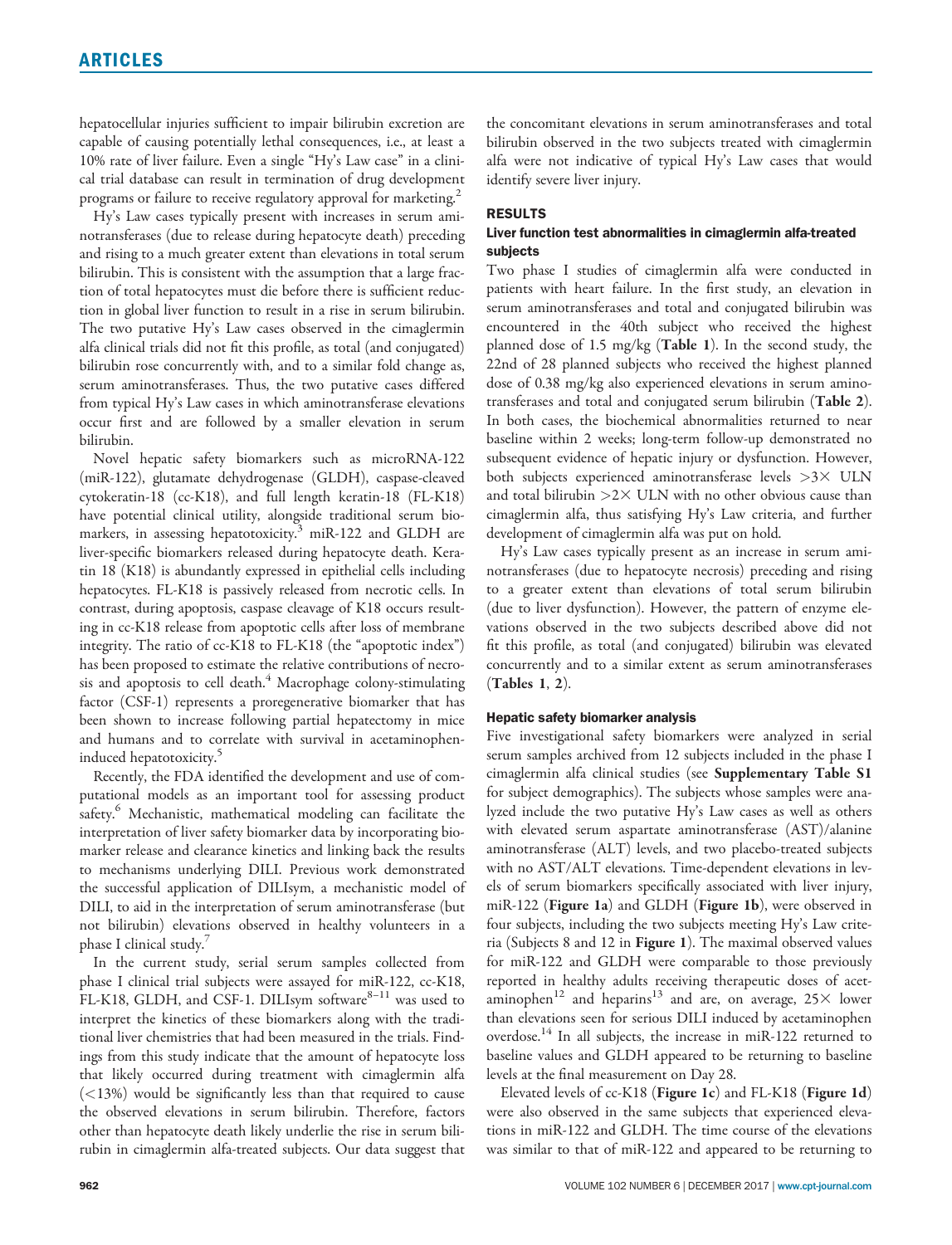hepatocellular injuries sufficient to impair bilirubin excretion are capable of causing potentially lethal consequences, i.e., at least a 10% rate of liver failure. Even a single "Hy's Law case" in a clinical trial database can result in termination of drug development programs or failure to receive regulatory approval for marketing.[2]

Hy's Law cases typically present with increases in serum aminotransferases (due to release during hepatocyte death) preceding and rising to a much greater extent than elevations in total serum bilirubin. This is consistent with the assumption that a large fraction of total hepatocytes must die before there is sufficient reduction in global liver function to result in a rise in serum bilirubin. The two putative Hy's Law cases observed in the cimaglermin alfa clinical trials did not fit this profile, as total (and conjugated) bilirubin rose concurrently with, and to a similar fold change as, serum aminotransferases. Thus, the two putative cases differed from typical Hy's Law cases in which aminotransferase elevations occur first and are followed by a smaller elevation in serum bilirubin.

Novel hepatic safety biomarkers such as microRNA-122 (miR-122), glutamate dehydrogenase (GLDH), caspase-cleaved cytokeratin-18 (cc-K18), and full length keratin-18 (FL-K18) have potential clinical utility, alongside traditional serum biomarkers, in assessing hepatotoxicity.[3] miR-122 and GLDH are liver-specific biomarkers released during hepatocyte death. Keratin 18 (K18) is abundantly expressed in epithelial cells including hepatocytes. FL-K18 is passively released from necrotic cells. In contrast, during apoptosis, caspase cleavage of K18 occurs resulting in cc-K18 release from apoptotic cells after loss of membrane integrity. The ratio of cc-K18 to FL-K18 (the "apoptotic index") has been proposed to estimate the relative contributions of necrosis and apoptosis to cell death.[4] Macrophage colony-stimulating factor (CSF-1) represents a proregenerative biomarker that has been shown to increase following partial hepatectomy in mice and humans and to correlate with survival in acetaminophen-induced hepatotoxicity.[5]

Recently, the FDA identified the development and use of computational models as an important tool for assessing product safety.[6] Mechanistic, mathematical modeling can facilitate the interpretation of liver safety biomarker data by incorporating biomarker release and clearance kinetics and linking back the results to mechanisms underlying DILI. Previous work demonstrated the successful application of DILIsym, a mechanistic model of DILI, to aid in the interpretation of serum aminotransferase (but not bilirubin) elevations observed in healthy volunteers in a phase I clinical study.[7]

In the current study, serial serum samples collected from phase I clinical trial subjects were assayed for miR-122, cc-K18, FL-K18, GLDH, and CSF-1. DILIsym software[8–11] was used to interpret the kinetics of these biomarkers along with the traditional liver chemistries that had been measured in the trials. Findings from this study indicate that the amount of hepatocyte loss that likely occurred during treatment with cimaglermin alfa (<13%) would be significantly less than that required to cause the observed elevations in serum bilirubin. Therefore, factors other than hepatocyte death likely underlie the rise in serum bilirubin in cimaglermin alfa-treated subjects. Our data suggest that the concomitant elevations in serum aminotransferases and total bilirubin observed in the two subjects treated with cimaglermin alfa were not indicative of typical Hy's Law cases that would identify severe liver injury.

## RESULTS

### Liver function test abnormalities in cimaglermin alfa-treated subjects

Two phase I studies of cimaglermin alfa were conducted in patients with heart failure. In the first study, an elevation in serum aminotransferases and total and conjugated bilirubin was encountered in the 40th subject who received the highest planned dose of 1.5 mg/kg (**Table 1**). In the second study, the 22nd of 28 planned subjects who received the highest planned dose of 0.38 mg/kg also experienced elevations in serum aminotransferases and total and conjugated serum bilirubin (**Table 2**). In both cases, the biochemical abnormalities returned to near baseline within 2 weeks; long-term follow-up demonstrated no subsequent evidence of hepatic injury or dysfunction. However, both subjects experienced aminotransferase levels >3× ULN and total bilirubin >2× ULN with no other obvious cause than cimaglermin alfa, thus satisfying Hy's Law criteria, and further development of cimaglermin alfa was put on hold.

Hy's Law cases typically present as an increase in serum aminotransferases (due to hepatocyte necrosis) preceding and rising to a greater extent than elevations of total serum bilirubin (due to liver dysfunction). However, the pattern of enzyme elevations observed in the two subjects described above did not fit this profile, as total (and conjugated) bilirubin was elevated concurrently and to a similar extent as serum aminotransferases (**Tables 1, 2**).

### Hepatic safety biomarker analysis

Five investigational safety biomarkers were analyzed in serial serum samples archived from 12 subjects included in the phase I cimaglermin alfa clinical studies (see **Supplementary Table S1** for subject demographics). The subjects whose samples were analyzed include the two putative Hy's Law cases as well as others with elevated serum aspartate aminotransferase (AST)/alanine aminotransferase (ALT) levels, and two placebo-treated subjects with no AST/ALT elevations. Time-dependent elevations in levels of serum biomarkers specifically associated with liver injury, miR-122 (**Figure 1a**) and GLDH (**Figure 1b**), were observed in four subjects, including the two subjects meeting Hy's Law criteria (Subjects 8 and 12 in **Figure 1**). The maximal observed values for miR-122 and GLDH were comparable to those previously reported in healthy adults receiving therapeutic doses of acetaminophen[12] and heparins[13] and are, on average, 25× lower than elevations seen for serious DILI induced by acetaminophen overdose.[14] In all subjects, the increase in miR-122 returned to baseline values and GLDH appeared to be returning to baseline levels at the final measurement on Day 28.

Elevated levels of cc-K18 (**Figure 1c**) and FL-K18 (**Figure 1d**) were also observed in the same subjects that experienced elevations in miR-122 and GLDH. The time course of the elevations was similar to that of miR-122 and appeared to be returning to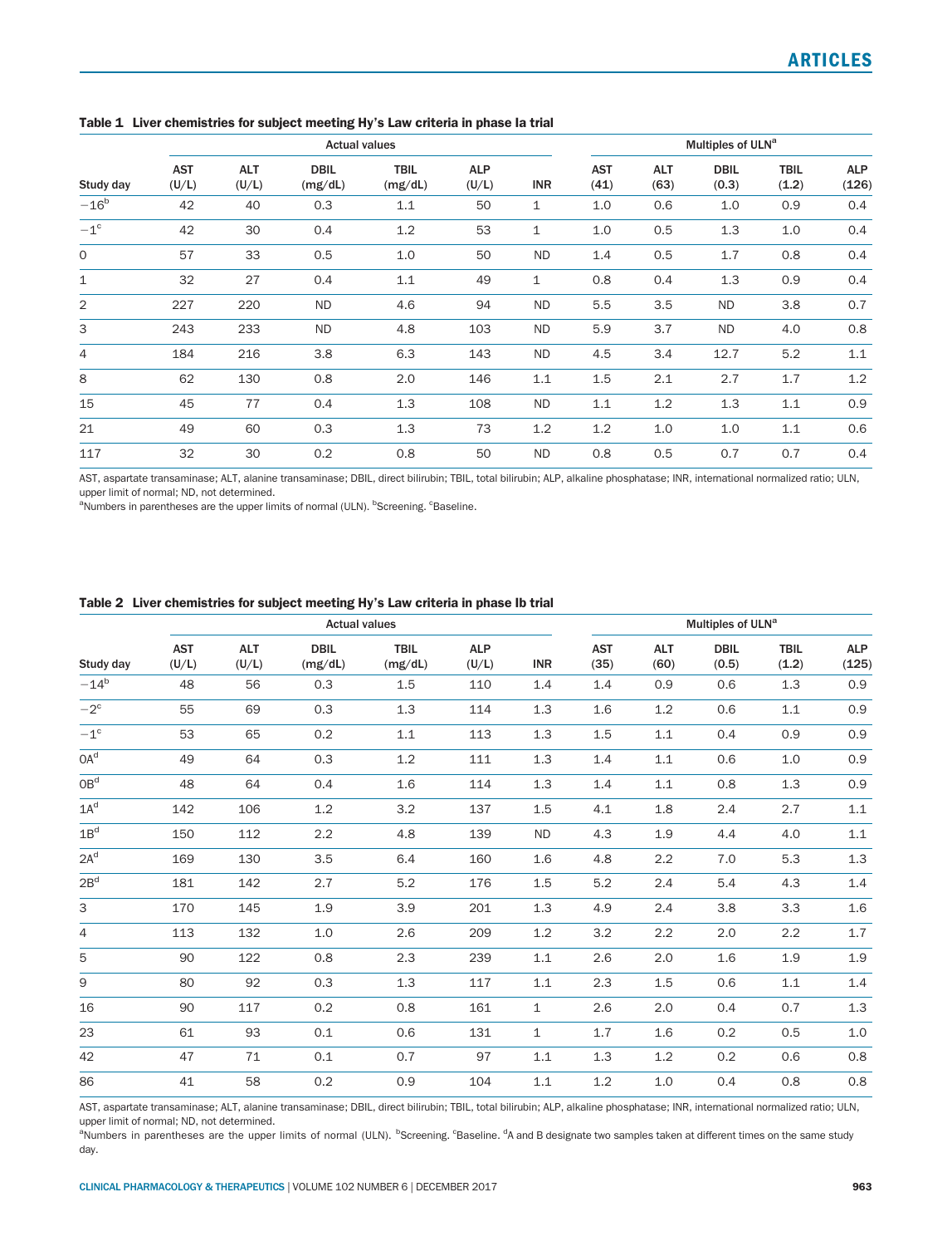**Table 1 Liver chemistries for subject meeting Hy's Law criteria in phase Ia trial**

| | Actual values | | | | | | Multiples of ULN[a] | | | | |
|---|---|---|---|---|---|---|---|---|---|---|---|
| Study day | AST (U/L) | ALT (U/L) | DBIL (mg/dL) | TBIL (mg/dL) | ALP (U/L) | INR | AST (41) | ALT (63) | DBIL (0.3) | TBIL (1.2) | ALP (126) |
| −16[b] | 42 | 40 | 0.3 | 1.1 | 50 | 1 | 1.0 | 0.6 | 1.0 | 0.9 | 0.4 |
| −1[c] | 42 | 30 | 0.4 | 1.2 | 53 | 1 | 1.0 | 0.5 | 1.3 | 1.0 | 0.4 |
| 0 | 57 | 33 | 0.5 | 1.0 | 50 | ND | 1.4 | 0.5 | 1.7 | 0.8 | 0.4 |
| 1 | 32 | 27 | 0.4 | 1.1 | 49 | 1 | 0.8 | 0.4 | 1.3 | 0.9 | 0.4 |
| 2 | 227 | 220 | ND | 4.6 | 94 | ND | 5.5 | 3.5 | ND | 3.8 | 0.7 |
| 3 | 243 | 233 | ND | 4.8 | 103 | ND | 5.9 | 3.7 | ND | 4.0 | 0.8 |
| 4 | 184 | 216 | 3.8 | 6.3 | 143 | ND | 4.5 | 3.4 | 12.7 | 5.2 | 1.1 |
| 8 | 62 | 130 | 0.8 | 2.0 | 146 | 1.1 | 1.5 | 2.1 | 2.7 | 1.7 | 1.2 |
| 15 | 45 | 77 | 0.4 | 1.3 | 108 | ND | 1.1 | 1.2 | 1.3 | 1.1 | 0.9 |
| 21 | 49 | 60 | 0.3 | 1.3 | 73 | 1.2 | 1.2 | 1.0 | 1.0 | 1.1 | 0.6 |
| 117 | 32 | 30 | 0.2 | 0.8 | 50 | ND | 0.8 | 0.5 | 0.7 | 0.7 | 0.4 |

AST, aspartate transaminase; ALT, alanine transaminase; DBIL, direct bilirubin; TBIL, total bilirubin; ALP, alkaline phosphatase; INR, international normalized ratio; ULN, upper limit of normal; ND, not determined.
[a]Numbers in parentheses are the upper limits of normal (ULN). [b]Screening. [c]Baseline.

**Table 2 Liver chemistries for subject meeting Hy's Law criteria in phase Ib trial**

| | Actual values | | | | | | Multiples of ULN[a] | | | | |
|---|---|---|---|---|---|---|---|---|---|---|---|
| Study day | AST (U/L) | ALT (U/L) | DBIL (mg/dL) | TBIL (mg/dL) | ALP (U/L) | INR | AST (35) | ALT (60) | DBIL (0.5) | TBIL (1.2) | ALP (125) |
| −14[b] | 48 | 56 | 0.3 | 1.5 | 110 | 1.4 | 1.4 | 0.9 | 0.6 | 1.3 | 0.9 |
| −2[c] | 55 | 69 | 0.3 | 1.3 | 114 | 1.3 | 1.6 | 1.2 | 0.6 | 1.1 | 0.9 |
| −1[c] | 53 | 65 | 0.2 | 1.1 | 113 | 1.3 | 1.5 | 1.1 | 0.4 | 0.9 | 0.9 |
| 0A[d] | 49 | 64 | 0.3 | 1.2 | 111 | 1.3 | 1.4 | 1.1 | 0.6 | 1.0 | 0.9 |
| 0B[d] | 48 | 64 | 0.4 | 1.6 | 114 | 1.3 | 1.4 | 1.1 | 0.8 | 1.3 | 0.9 |
| 1A[d] | 142 | 106 | 1.2 | 3.2 | 137 | 1.5 | 4.1 | 1.8 | 2.4 | 2.7 | 1.1 |
| 1B[d] | 150 | 112 | 2.2 | 4.8 | 139 | ND | 4.3 | 1.9 | 4.4 | 4.0 | 1.1 |
| 2A[d] | 169 | 130 | 3.5 | 6.4 | 160 | 1.6 | 4.8 | 2.2 | 7.0 | 5.3 | 1.3 |
| 2B[d] | 181 | 142 | 2.7 | 5.2 | 176 | 1.5 | 5.2 | 2.4 | 5.4 | 4.3 | 1.4 |
| 3 | 170 | 145 | 1.9 | 3.9 | 201 | 1.3 | 4.9 | 2.4 | 3.8 | 3.3 | 1.6 |
| 4 | 113 | 132 | 1.0 | 2.6 | 209 | 1.2 | 3.2 | 2.2 | 2.0 | 2.2 | 1.7 |
| 5 | 90 | 122 | 0.8 | 2.3 | 239 | 1.1 | 2.6 | 2.0 | 1.6 | 1.9 | 1.9 |
| 9 | 80 | 92 | 0.3 | 1.3 | 117 | 1.1 | 2.3 | 1.5 | 0.6 | 1.1 | 1.4 |
| 16 | 90 | 117 | 0.2 | 0.8 | 161 | 1 | 2.6 | 2.0 | 0.4 | 0.7 | 1.3 |
| 23 | 61 | 93 | 0.1 | 0.6 | 131 | 1 | 1.7 | 1.6 | 0.2 | 0.5 | 1.0 |
| 42 | 47 | 71 | 0.1 | 0.7 | 97 | 1.1 | 1.3 | 1.2 | 0.2 | 0.6 | 0.8 |
| 86 | 41 | 58 | 0.2 | 0.9 | 104 | 1.1 | 1.2 | 1.0 | 0.4 | 0.8 | 0.8 |

AST, aspartate transaminase; ALT, alanine transaminase; DBIL, direct bilirubin; TBIL, total bilirubin; ALP, alkaline phosphatase; INR, international normalized ratio; ULN, upper limit of normal; ND, not determined.
[a]Numbers in parentheses are the upper limits of normal (ULN). [b]Screening. [c]Baseline. [d]A and B designate two samples taken at different times on the same study day.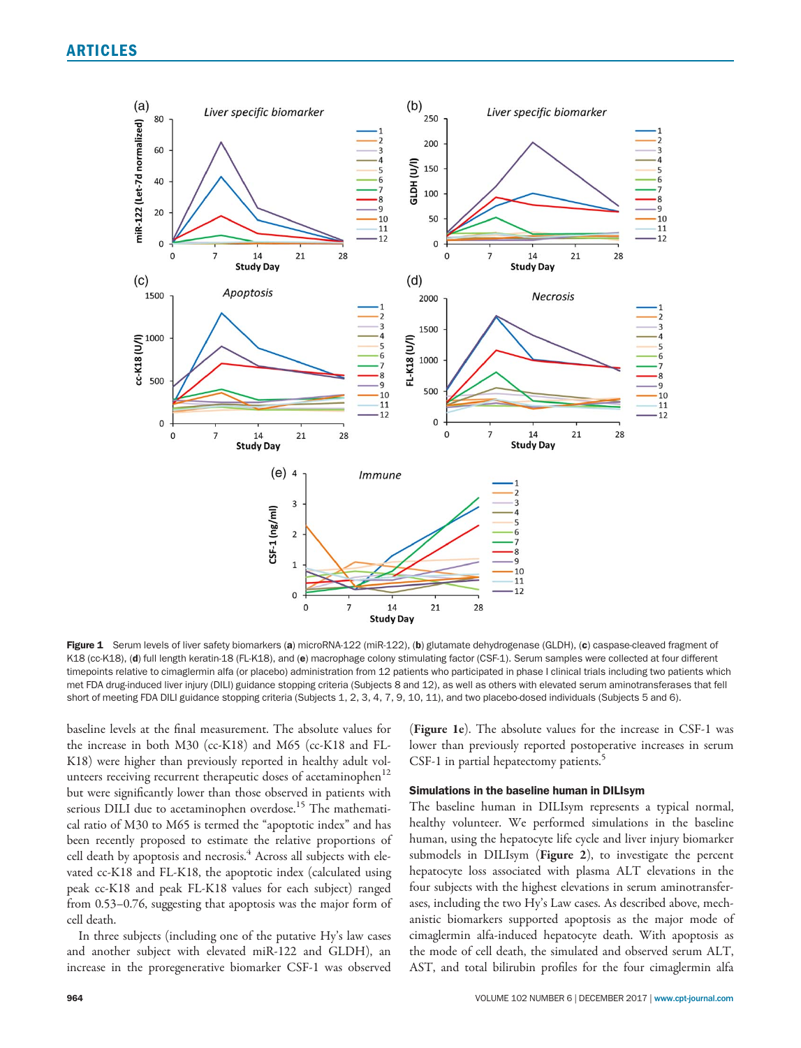Figure 1 Serum levels of liver safety biomarkers (**a**) microRNA-122 (miR-122), (**b**) glutamate dehydrogenase (GLDH), (**c**) caspase-cleaved fragment of K18 (cc-K18), (**d**) full length keratin-18 (FL-K18), and (**e**) macrophage colony stimulating factor (CSF-1). Serum samples were collected at four different timepoints relative to cimaglermin alfa (or placebo) administration from 12 patients who participated in phase I clinical trials including two patients which met FDA drug-induced liver injury (DILI) guidance stopping criteria (Subjects 8 and 12), as well as others with elevated serum aminotransferases that fell short of meeting FDA DILI guidance stopping criteria (Subjects 1, 2, 3, 4, 7, 9, 10, 11), and two placebo-dosed individuals (Subjects 5 and 6).

baseline levels at the final measurement. The absolute values for the increase in both M30 (cc-K18) and M65 (cc-K18 and FL-K18) were higher than previously reported in healthy adult volunteers receiving recurrent therapeutic doses of acetaminophen[12] but were significantly lower than those observed in patients with serious DILI due to acetaminophen overdose.[15] The mathematical ratio of M30 to M65 is termed the "apoptotic index" and has been recently proposed to estimate the relative proportions of cell death by apoptosis and necrosis.[4] Across all subjects with elevated cc-K18 and FL-K18, the apoptotic index (calculated using peak cc-K18 and peak FL-K18 values for each subject) ranged from 0.53–0.76, suggesting that apoptosis was the major form of cell death.

In three subjects (including one of the putative Hy's law cases and another subject with elevated miR-122 and GLDH), an increase in the proregenerative biomarker CSF-1 was observed (**Figure 1e**). The absolute values for the increase in CSF-1 was lower than previously reported postoperative increases in serum CSF-1 in partial hepatectomy patients.[5]

### Simulations in the baseline human in DILIsym

The baseline human in DILIsym represents a typical normal, healthy volunteer. We performed simulations in the baseline human, using the hepatocyte life cycle and liver injury biomarker submodels in DILIsym (**Figure 2**), to investigate the percent hepatocyte loss associated with plasma ALT elevations in the four subjects with the highest elevations in serum aminotransferases, including the two Hy's Law cases. As described above, mechanistic biomarkers supported apoptosis as the major mode of cimaglermin alfa-induced hepatocyte death. With apoptosis as the mode of cell death, the simulated and observed serum ALT, AST, and total bilirubin profiles for the four cimaglermin alfa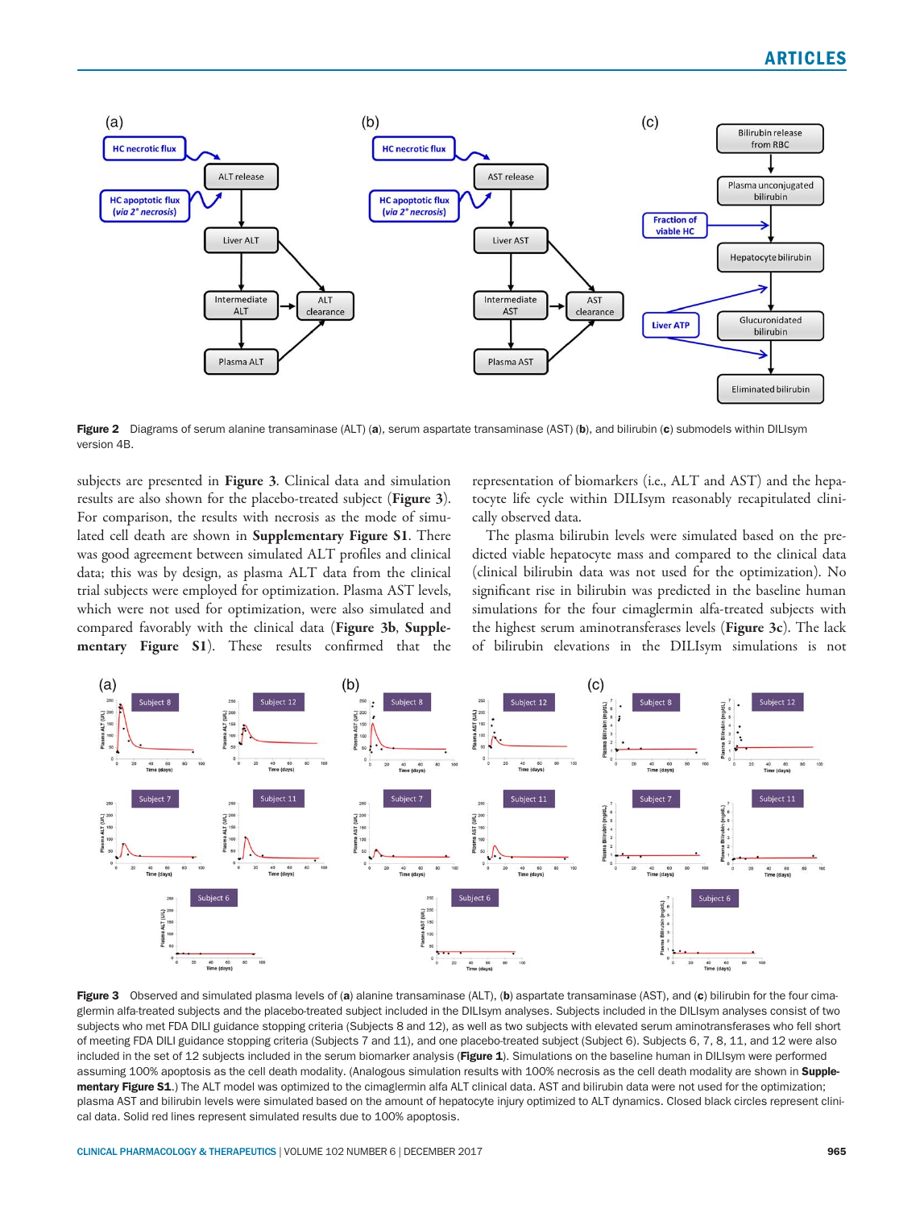Figure 2 Diagrams of serum alanine transaminase (ALT) (**a**), serum aspartate transaminase (AST) (**b**), and bilirubin (**c**) submodels within DILIsym version 4B.

subjects are presented in **Figure 3**. Clinical data and simulation results are also shown for the placebo-treated subject (**Figure 3**). For comparison, the results with necrosis as the mode of simulated cell death are shown in **Supplementary Figure S1**. There was good agreement between simulated ALT profiles and clinical data; this was by design, as plasma ALT data from the clinical trial subjects were employed for optimization. Plasma AST levels, which were not used for optimization, were also simulated and compared favorably with the clinical data (**Figure 3b**, **Supplementary Figure S1**). These results confirmed that the representation of biomarkers (i.e., ALT and AST) and the hepatocyte life cycle within DILIsym reasonably recapitulated clinically observed data.

The plasma bilirubin levels were simulated based on the predicted viable hepatocyte mass and compared to the clinical data (clinical bilirubin data was not used for the optimization). No significant rise in bilirubin was predicted in the baseline human simulations for the four cimaglermin alfa-treated subjects with the highest serum aminotransferases levels (**Figure 3c**). The lack of bilirubin elevations in the DILIsym simulations is not

**Figure 3** Observed and simulated plasma levels of (**a**) alanine transaminase (ALT), (**b**) aspartate transaminase (AST), and (**c**) bilirubin for the four cimaglermin alfa-treated subjects and the placebo-treated subject included in the DILIsym analyses. Subjects included in the DILIsym analyses consist of two subjects who met FDA DILI guidance stopping criteria (Subjects 8 and 12), as well as two subjects with elevated serum aminotransferases who fell short of meeting FDA DILI guidance stopping criteria (Subjects 7 and 11), and one placebo-treated subject (Subject 6). Subjects 6, 7, 8, 11, and 12 were also included in the set of 12 subjects included in the serum biomarker analysis (**Figure 1**). Simulations on the baseline human in DILIsym were performed assuming 100% apoptosis as the cell death modality. (Analogous simulation results with 100% necrosis as the cell death modality are shown in **Supplementary Figure S1**.) The ALT model was optimized to the cimaglermin alfa ALT clinical data. AST and bilirubin data were not used for the optimization; plasma AST and bilirubin levels were simulated based on the amount of hepatocyte injury optimized to ALT dynamics. Closed black circles represent clinical data. Solid red lines represent simulated results due to 100% apoptosis.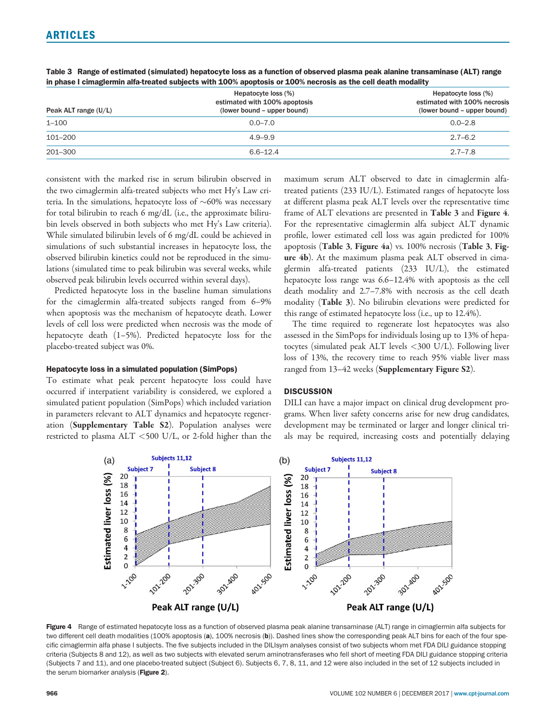Table 3 Range of estimated (simulated) hepatocyte loss as a function of observed plasma peak alanine transaminase (ALT) range in phase I cimaglermin alfa-treated subjects with 100% apoptosis or 100% necrosis as the cell death modality

| Peak ALT range (U/L) | Hepatocyte loss (%) estimated with 100% apoptosis (lower bound – upper bound) | Hepatocyte loss (%) estimated with 100% necrosis (lower bound – upper bound) |
|---|---|---|
| 1–100 | 0.0–7.0 | 0.0–2.8 |
| 101–200 | 4.9–9.9 | 2.7–6.2 |
| 201–300 | 6.6–12.4 | 2.7–7.8 |

consistent with the marked rise in serum bilirubin observed in the two cimaglermin alfa-treated subjects who met Hy's Law criteria. In the simulations, hepatocyte loss of ∼60% was necessary for total bilirubin to reach 6 mg/dL (i.e., the approximate bilirubin levels observed in both subjects who met Hy's Law criteria). While simulated bilirubin levels of 6 mg/dL could be achieved in simulations of such substantial increases in hepatocyte loss, the observed bilirubin kinetics could not be reproduced in the simulations (simulated time to peak bilirubin was several weeks, while observed peak bilirubin levels occurred within several days).

Predicted hepatocyte loss in the baseline human simulations for the cimaglermin alfa-treated subjects ranged from 6–9% when apoptosis was the mechanism of hepatocyte death. Lower levels of cell loss were predicted when necrosis was the mode of hepatocyte death (1–5%). Predicted hepatocyte loss for the placebo-treated subject was 0%.

### Hepatocyte loss in a simulated population (SimPops)

To estimate what peak percent hepatocyte loss could have occurred if interpatient variability is considered, we explored a simulated patient population (SimPops) which included variation in parameters relevant to ALT dynamics and hepatocyte regeneration (**Supplementary Table S2**). Population analyses were restricted to plasma ALT <500 U/L, or 2-fold higher than the maximum serum ALT observed to date in cimaglermin alfa-treated patients (233 IU/L). Estimated ranges of hepatocyte loss at different plasma peak ALT levels over the representative time frame of ALT elevations are presented in **Table 3** and **Figure 4**. For the representative cimaglermin alfa subject ALT dynamic profile, lower estimated cell loss was again predicted for 100% apoptosis (**Table 3**, **Figure 4a**) vs. 100% necrosis (**Table 3**, **Figure 4b**). At the maximum plasma peak ALT observed in cimaglermin alfa-treated patients (233 IU/L), the estimated hepatocyte loss range was 6.6–12.4% with apoptosis as the cell death modality and 2.7–7.8% with necrosis as the cell death modality (**Table 3**). No bilirubin elevations were predicted for this range of estimated hepatocyte loss (i.e., up to 12.4%).

The time required to regenerate lost hepatocytes was also assessed in the SimPops for individuals losing up to 13% of hepatocytes (simulated peak ALT levels <300 U/L). Following liver loss of 13%, the recovery time to reach 95% viable liver mass ranged from 13–42 weeks (**Supplementary Figure S2**).

## DISCUSSION

DILI can have a major impact on clinical drug development programs. When liver safety concerns arise for new drug candidates, development may be terminated or larger and longer clinical trials may be required, increasing costs and potentially delaying

Figure 4 Range of estimated hepatocyte loss as a function of observed plasma peak alanine transaminase (ALT) range in cimaglermin alfa subjects for two different cell death modalities (100% apoptosis (**a**), 100% necrosis (**b**)). Dashed lines show the corresponding peak ALT bins for each of the four specific cimaglermin alfa phase I subjects. The five subjects included in the DILIsym analyses consist of two subjects whom met FDA DILI guidance stopping criteria (Subjects 8 and 12), as well as two subjects with elevated serum aminotransferases who fell short of meeting FDA DILI guidance stopping criteria (Subjects 7 and 11), and one placebo-treated subject (Subject 6). Subjects 6, 7, 8, 11, and 12 were also included in the set of 12 subjects included in the serum biomarker analysis (**Figure 2**).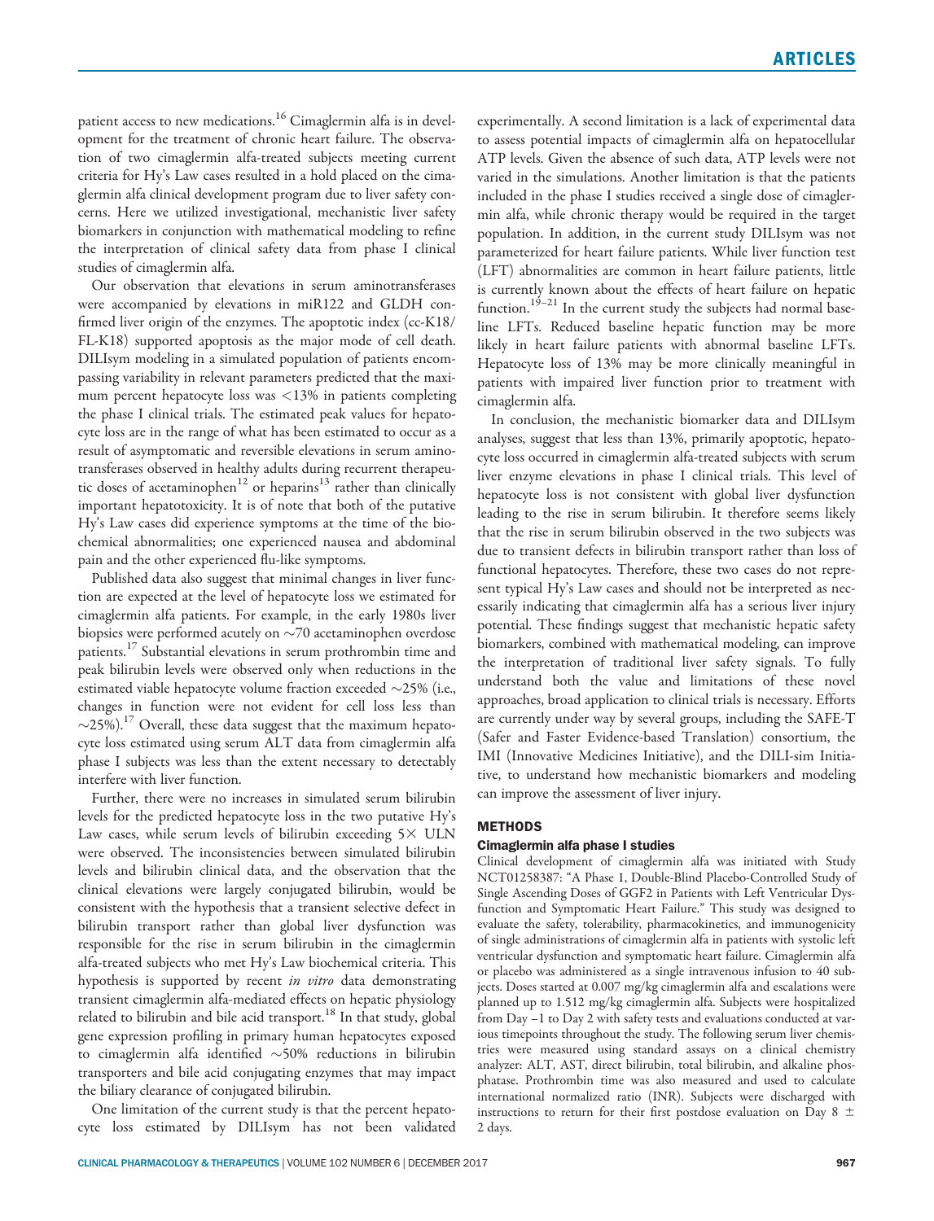patient access to new medications.[16] Cimaglermin alfa is in development for the treatment of chronic heart failure. The observation of two cimaglermin alfa-treated subjects meeting current criteria for Hy's Law cases resulted in a hold placed on the cimaglermin alfa clinical development program due to liver safety concerns. Here we utilized investigational, mechanistic liver safety biomarkers in conjunction with mathematical modeling to refine the interpretation of clinical safety data from phase I clinical studies of cimaglermin alfa.

Our observation that elevations in serum aminotransferases were accompanied by elevations in miR122 and GLDH confirmed liver origin of the enzymes. The apoptotic index (cc-K18/FL-K18) supported apoptosis as the major mode of cell death. DILIsym modeling in a simulated population of patients encompassing variability in relevant parameters predicted that the maximum percent hepatocyte loss was <13% in patients completing the phase I clinical trials. The estimated peak values for hepatocyte loss are in the range of what has been estimated to occur as a result of asymptomatic and reversible elevations in serum aminotransferases observed in healthy adults during recurrent therapeutic doses of acetaminophen[12] or heparins[13] rather than clinically important hepatotoxicity. It is of note that both of the putative Hy's Law cases did experience symptoms at the time of the biochemical abnormalities; one experienced nausea and abdominal pain and the other experienced flu-like symptoms.

Published data also suggest that minimal changes in liver function are expected at the level of hepatocyte loss we estimated for cimaglermin alfa patients. For example, in the early 1980s liver biopsies were performed acutely on ~70 acetaminophen overdose patients.[17] Substantial elevations in serum prothrombin time and peak bilirubin levels were observed only when reductions in the estimated viable hepatocyte volume fraction exceeded ~25% (i.e., changes in function were not evident for cell loss less than ~25%).[17] Overall, these data suggest that the maximum hepatocyte loss estimated using serum ALT data from cimaglermin alfa phase I subjects was less than the extent necessary to detectably interfere with liver function.

Further, there were no increases in simulated serum bilirubin levels for the predicted hepatocyte loss in the two putative Hy's Law cases, while serum levels of bilirubin exceeding 5× ULN were observed. The inconsistencies between simulated bilirubin levels and bilirubin clinical data, and the observation that the clinical elevations were largely conjugated bilirubin, would be consistent with the hypothesis that a transient selective defect in bilirubin transport rather than global liver dysfunction was responsible for the rise in serum bilirubin in the cimaglermin alfa-treated subjects who met Hy's Law biochemical criteria. This hypothesis is supported by recent *in vitro* data demonstrating transient cimaglermin alfa-mediated effects on hepatic physiology related to bilirubin and bile acid transport.[18] In that study, global gene expression profiling in primary human hepatocytes exposed to cimaglermin alfa identified ~50% reductions in bilirubin transporters and bile acid conjugating enzymes that may impact the biliary clearance of conjugated bilirubin.

One limitation of the current study is that the percent hepatocyte loss estimated by DILIsym has not been validated experimentally. A second limitation is a lack of experimental data to assess potential impacts of cimaglermin alfa on hepatocellular ATP levels. Given the absence of such data, ATP levels were not varied in the simulations. Another limitation is that the patients included in the phase I studies received a single dose of cimaglermin alfa, while chronic therapy would be required in the target population. In addition, in the current study DILIsym was not parameterized for heart failure patients. While liver function test (LFT) abnormalities are common in heart failure patients, little is currently known about the effects of heart failure on hepatic function.[19–21] In the current study the subjects had normal baseline LFTs. Reduced baseline hepatic function may be more likely in heart failure patients with abnormal baseline LFTs. Hepatocyte loss of 13% may be more clinically meaningful in patients with impaired liver function prior to treatment with cimaglermin alfa.

In conclusion, the mechanistic biomarker data and DILIsym analyses, suggest that less than 13%, primarily apoptotic, hepatocyte loss occurred in cimaglermin alfa-treated subjects with serum liver enzyme elevations in phase I clinical trials. This level of hepatocyte loss is not consistent with global liver dysfunction leading to the rise in serum bilirubin. It therefore seems likely that the rise in serum bilirubin observed in the two subjects was due to transient defects in bilirubin transport rather than loss of functional hepatocytes. Therefore, these two cases do not represent typical Hy's Law cases and should not be interpreted as necessarily indicating that cimaglermin alfa has a serious liver injury potential. These findings suggest that mechanistic hepatic safety biomarkers, combined with mathematical modeling, can improve the interpretation of traditional liver safety signals. To fully understand both the value and limitations of these novel approaches, broad application to clinical trials is necessary. Efforts are currently under way by several groups, including the SAFE-T (Safer and Faster Evidence-based Translation) consortium, the IMI (Innovative Medicines Initiative), and the DILI-sim Initiative, to understand how mechanistic biomarkers and modeling can improve the assessment of liver injury.

## METHODS

### Cimaglermin alfa phase I studies

Clinical development of cimaglermin alfa was initiated with Study NCT01258387: "A Phase 1, Double-Blind Placebo-Controlled Study of Single Ascending Doses of GGF2 in Patients with Left Ventricular Dysfunction and Symptomatic Heart Failure." This study was designed to evaluate the safety, tolerability, pharmacokinetics, and immunogenicity of single administrations of cimaglermin alfa in patients with systolic left ventricular dysfunction and symptomatic heart failure. Cimaglermin alfa or placebo was administered as a single intravenous infusion to 40 subjects. Doses started at 0.007 mg/kg cimaglermin alfa and escalations were planned up to 1.512 mg/kg cimaglermin alfa. Subjects were hospitalized from Day −1 to Day 2 with safety tests and evaluations conducted at various timepoints throughout the study. The following serum liver chemistries were measured using standard assays on a clinical chemistry analyzer: ALT, AST, direct bilirubin, total bilirubin, and alkaline phosphatase. Prothrombin time was also measured and used to calculate international normalized ratio (INR). Subjects were discharged with instructions to return for their first postdose evaluation on Day 8 ± 2 days.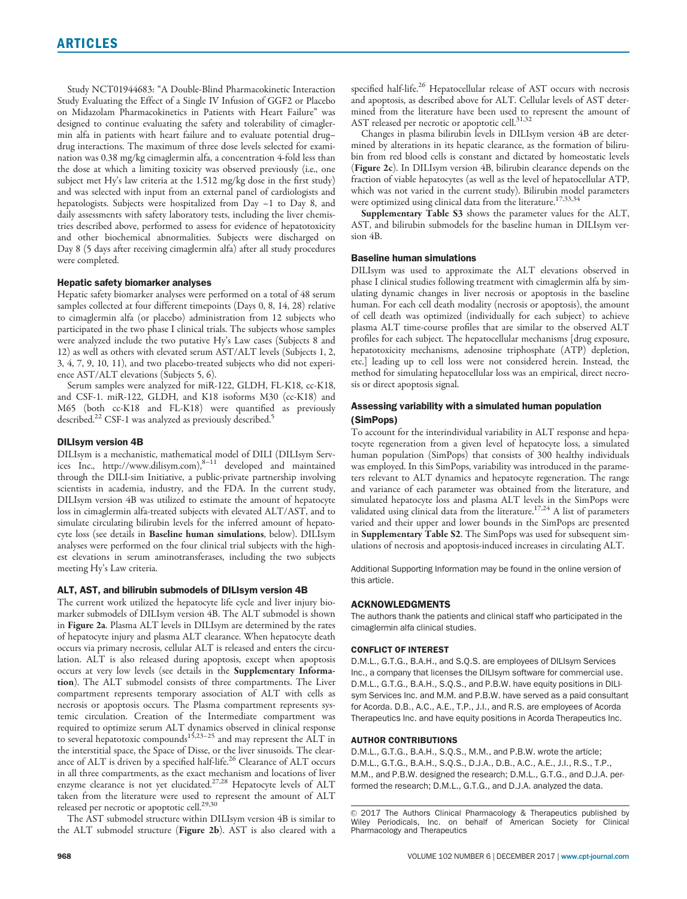Study NCT01944683: "A Double-Blind Pharmacokinetic Interaction Study Evaluating the Effect of a Single IV Infusion of GGF2 or Placebo on Midazolam Pharmacokinetics in Patients with Heart Failure" was designed to continue evaluating the safety and tolerability of cimaglermin alfa in patients with heart failure and to evaluate potential drug–drug interactions. The maximum of three dose levels selected for examination was 0.38 mg/kg cimaglermin alfa, a concentration 4-fold less than the dose at which a limiting toxicity was observed previously (i.e., one subject met Hy's law criteria at the 1.512 mg/kg dose in the first study) and was selected with input from an external panel of cardiologists and hepatologists. Subjects were hospitalized from Day –1 to Day 8, and daily assessments with safety laboratory tests, including the liver chemistries described above, performed to assess for evidence of hepatotoxicity and other biochemical abnormalities. Subjects were discharged on Day 8 (5 days after receiving cimaglermin alfa) after all study procedures were completed.

### Hepatic safety biomarker analyses

Hepatic safety biomarker analyses were performed on a total of 48 serum samples collected at four different timepoints (Days 0, 8, 14, 28) relative to cimaglermin alfa (or placebo) administration from 12 subjects who participated in the two phase I clinical trials. The subjects whose samples were analyzed include the two putative Hy's Law cases (Subjects 8 and 12) as well as others with elevated serum AST/ALT levels (Subjects 1, 2, 3, 4, 7, 9, 10, 11), and two placebo-treated subjects who did not experience AST/ALT elevations (Subjects 5, 6).

Serum samples were analyzed for miR-122, GLDH, FL-K18, cc-K18, and CSF-1. miR-122, GLDH, and K18 isoforms M30 (cc-K18) and M65 (both cc-K18 and FL-K18) were quantified as previously described.[22] CSF-1 was analyzed as previously described.[5]

### DILIsym version 4B

DILIsym is a mechanistic, mathematical model of DILI (DILIsym Services Inc., http://www.dilisym.com),[8–11] developed and maintained through the DILI-sim Initiative, a public-private partnership involving scientists in academia, industry, and the FDA. In the current study, DILIsym version 4B was utilized to estimate the amount of hepatocyte loss in cimaglermin alfa-treated subjects with elevated ALT/AST, and to simulate circulating bilirubin levels for the inferred amount of hepatocyte loss (see details in **Baseline human simulations**, below). DILIsym analyses were performed on the four clinical trial subjects with the highest elevations in serum aminotransferases, including the two subjects meeting Hy's Law criteria.

### ALT, AST, and bilirubin submodels of DILIsym version 4B

The current work utilized the hepatocyte life cycle and liver injury biomarker submodels of DILIsym version 4B. The ALT submodel is shown in **Figure 2a**. Plasma ALT levels in DILIsym are determined by the rates of hepatocyte injury and plasma ALT clearance. When hepatocyte death occurs via primary necrosis, cellular ALT is released and enters the circulation. ALT is also released during apoptosis, except when apoptosis occurs at very low levels (see details in the **Supplementary Information**). The ALT submodel consists of three compartments. The Liver compartment represents temporary association of ALT with cells as necrosis or apoptosis occurs. The Plasma compartment represents systemic circulation. Creation of the Intermediate compartment was required to optimize serum ALT dynamics observed in clinical response to several hepatotoxic compounds[15,23–25] and may represent the ALT in the interstitial space, the Space of Disse, or the liver sinusoids. The clearance of ALT is driven by a specified half-life.[26] Clearance of ALT occurs in all three compartments, as the exact mechanism and locations of liver enzyme clearance is not yet elucidated.[27,28] Hepatocyte levels of ALT taken from the literature were used to represent the amount of ALT released per necrotic or apoptotic cell.[29,30]

The AST submodel structure within DILIsym version 4B is similar to the ALT submodel structure (**Figure 2b**). AST is also cleared with a specified half-life.[26] Hepatocellular release of AST occurs with necrosis and apoptosis, as described above for ALT. Cellular levels of AST determined from the literature have been used to represent the amount of AST released per necrotic or apoptotic cell.[31,32]

Changes in plasma bilirubin levels in DILIsym version 4B are determined by alterations in its hepatic clearance, as the formation of bilirubin from red blood cells is constant and dictated by homeostatic levels (**Figure 2c**). In DILIsym version 4B, bilirubin clearance depends on the fraction of viable hepatocytes (as well as the level of hepatocellular ATP, which was not varied in the current study). Bilirubin model parameters were optimized using clinical data from the literature.[17,33,34]

**Supplementary Table S3** shows the parameter values for the ALT, AST, and bilirubin submodels for the baseline human in DILIsym version 4B.

### Baseline human simulations

DILIsym was used to approximate the ALT elevations observed in phase I clinical studies following treatment with cimaglermin alfa by simulating dynamic changes in liver necrosis or apoptosis in the baseline human. For each cell death modality (necrosis or apoptosis), the amount of cell death was optimized (individually for each subject) to achieve plasma ALT time-course profiles that are similar to the observed ALT profiles for each subject. The hepatocellular mechanisms [drug exposure, hepatotoxicity mechanisms, adenosine triphosphate (ATP) depletion, etc.] leading up to cell loss were not considered herein. Instead, the method for simulating hepatocellular loss was an empirical, direct necrosis or direct apoptosis signal.

### Assessing variability with a simulated human population (SimPops)

To account for the interindividual variability in ALT response and hepatocyte regeneration from a given level of hepatocyte loss, a simulated human population (SimPops) that consists of 300 healthy individuals was employed. In this SimPops, variability was introduced in the parameters relevant to ALT dynamics and hepatocyte regeneration. The range and variance of each parameter was obtained from the literature, and simulated hepatocyte loss and plasma ALT levels in the SimPops were validated using clinical data from the literature.[17,24] A list of parameters varied and their upper and lower bounds in the SimPops are presented in **Supplementary Table S2**. The SimPops was used for subsequent simulations of necrosis and apoptosis-induced increases in circulating ALT.

Additional Supporting Information may be found in the online version of this article.

## ACKNOWLEDGMENTS

The authors thank the patients and clinical staff who participated in the cimaglermin alfa clinical studies.

## CONFLICT OF INTEREST

D.M.L., G.T.G., B.A.H., and S.Q.S. are employees of DILIsym Services Inc., a company that licenses the DILIsym software for commercial use. D.M.L., G.T.G., B.A.H., S.Q.S., and P.B.W. have equity positions in DILIsym Services Inc. and M.M. and P.B.W. have served as a paid consultant for Acorda. D.B., A.C., A.E., T.P., J.I., and R.S. are employees of Acorda Therapeutics Inc. and have equity positions in Acorda Therapeutics Inc.

## AUTHOR CONTRIBUTIONS

D.M.L., G.T.G., B.A.H., S.Q.S., M.M., and P.B.W. wrote the article; D.M.L., G.T.G., B.A.H., S.Q.S., D.J.A., D.B., A.C., A.E., J.I., R.S., T.P., M.M., and P.B.W. designed the research; D.M.L., G.T.G., and D.J.A. performed the research; D.M.L., G.T.G., and D.J.A. analyzed the data.

© 2017 The Authors Clinical Pharmacology & Therapeutics published by Wiley Periodicals, Inc. on behalf of American Society for Clinical Pharmacology and Therapeutics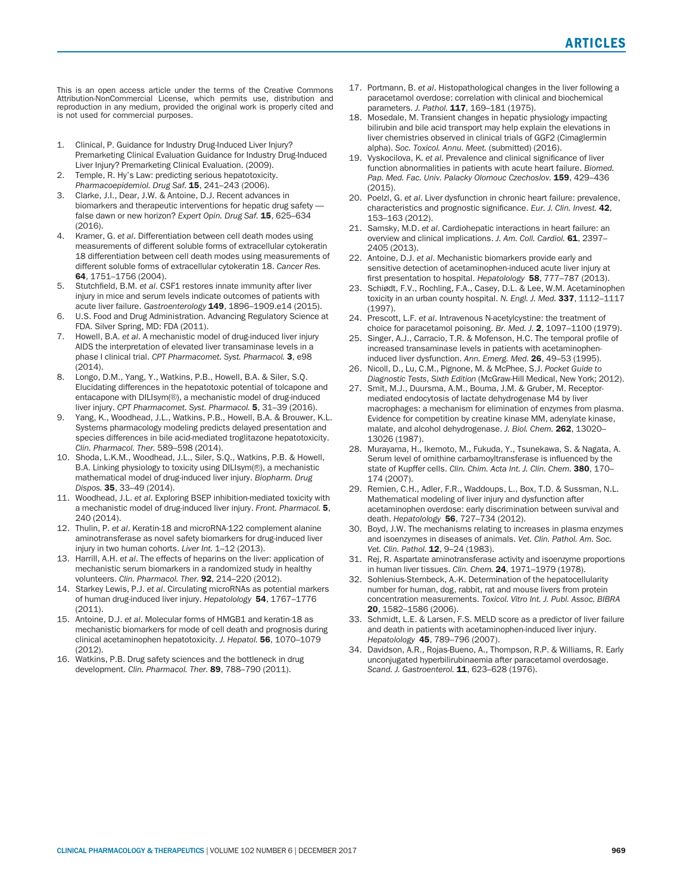This is an open access article under the terms of the Creative Commons Attribution-NonCommercial License, which permits use, distribution and reproduction in any medium, provided the original work is properly cited and is not used for commercial purposes.

1. Clinical, P. Guidance for Industry Drug-Induced Liver Injury? Premarketing Clinical Evaluation Guidance for Industry Drug-Induced Liver Injury? Premarketing Clinical Evaluation. (2009).
2. Temple, R. Hy's Law: predicting serious hepatotoxicity. *Pharmacoepidemiol. Drug Saf.* **15**, 241–243 (2006).
3. Clarke, J.I., Dear, J.W. & Antoine, D.J. Recent advances in biomarkers and therapeutic interventions for hepatic drug safety — false dawn or new horizon? *Expert Opin. Drug Saf.* **15**, 625–634 (2016).
4. Kramer, G. *et al*. Differentiation between cell death modes using measurements of different soluble forms of extracellular cytokeratin 18 differentiation between cell death modes using measurements of different soluble forms of extracellular cytokeratin 18. *Cancer Res.* **64**, 1751–1756 (2004).
5. Stutchfield, B.M. *et al*. CSF1 restores innate immunity after liver injury in mice and serum levels indicate outcomes of patients with acute liver failure. *Gastroenterology* **149**, 1896–1909.e14 (2015).
6. U.S. Food and Drug Administration. Advancing Regulatory Science at FDA. Silver Spring, MD: FDA (2011).
7. Howell, B.A. *et al*. A mechanistic model of drug-induced liver injury AIDS the interpretation of elevated liver transaminase levels in a phase I clinical trial. *CPT Pharmacomet. Syst. Pharmacol.* **3**, e98 (2014).
8. Longo, D.M., Yang, Y., Watkins, P.B., Howell, B.A. & Siler, S.Q. Elucidating differences in the hepatotoxic potential of tolcapone and entacapone with DILIsym(®), a mechanistic model of drug-induced liver injury. *CPT Pharmacomet. Syst. Pharmacol.* **5**, 31–39 (2016).
9. Yang, K., Woodhead, J.L., Watkins, P.B., Howell, B.A. & Brouwer, K.L. Systems pharmacology modeling predicts delayed presentation and species differences in bile acid-mediated troglitazone hepatotoxicity. *Clin. Pharmacol. Ther.* 589–598 (2014).
10. Shoda, L.K.M., Woodhead, J.L., Siler, S.Q., Watkins, P.B. & Howell, B.A. Linking physiology to toxicity using DILIsym(®), a mechanistic mathematical model of drug-induced liver injury. *Biopharm. Drug Dispos.* **35**, 33–49 (2014).
11. Woodhead, J.L. *et al*. Exploring BSEP inhibition-mediated toxicity with a mechanistic model of drug-induced liver injury. *Front. Pharmacol.* **5**, 240 (2014).
12. Thulin, P. *et al*. Keratin-18 and microRNA-122 complement alanine aminotransferase as novel safety biomarkers for drug-induced liver injury in two human cohorts. *Liver Int.* 1–12 (2013).
13. Harrill, A.H. *et al*. The effects of heparins on the liver: application of mechanistic serum biomarkers in a randomized study in healthy volunteers. *Clin. Pharmacol. Ther.* **92**, 214–220 (2012).
14. Starkey Lewis, P.J. *et al*. Circulating microRNAs as potential markers of human drug-induced liver injury. *Hepatolology* **54**, 1767–1776 (2011).
15. Antoine, D.J. *et al*. Molecular forms of HMGB1 and keratin-18 as mechanistic biomarkers for mode of cell death and prognosis during clinical acetaminophen hepatotoxicity. *J. Hepatol.* **56**, 1070–1079 (2012).
16. Watkins, P.B. Drug safety sciences and the bottleneck in drug development. *Clin. Pharmacol. Ther.* **89**, 788–790 (2011).
17. Portmann, B. *et al*. Histopathological changes in the liver following a paracetamol overdose: correlation with clinical and biochemical parameters. *J. Pathol.* **117**, 169–181 (1975).
18. Mosedale, M. Transient changes in hepatic physiology impacting bilirubin and bile acid transport may help explain the elevations in liver chemistries observed in clinical trials of GGF2 (Cimaglermin alpha). *Soc. Toxicol. Annu. Meet.* (submitted) (2016).
19. Vyskocilova, K. *et al*. Prevalence and clinical significance of liver function abnormalities in patients with acute heart failure. *Biomed. Pap. Med. Fac. Univ. Palacky Olomouc Czechoslov.* **159**, 429–436 (2015).
20. Poelzl, G. *et al*. Liver dysfunction in chronic heart failure: prevalence, characteristics and prognostic significance. *Eur. J. Clin. Invest.* **42**, 153–163 (2012).
21. Samsky, M.D. *et al*. Cardiohepatic interactions in heart failure: an overview and clinical implications. *J. Am. Coll. Cardiol.* **61**, 2397–2405 (2013).
22. Antoine, D.J. *et al*. Mechanistic biomarkers provide early and sensitive detection of acetaminophen-induced acute liver injury at first presentation to hospital. *Hepatolology* **58**, 777–787 (2013).
23. Schiødt, F.V., Rochling, F.A., Casey, D.L. & Lee, W.M. Acetaminophen toxicity in an urban county hospital. *N. Engl. J. Med.* **337**, 1112–1117 (1997).
24. Prescott, L.F. *et al*. Intravenous N-acetylcystine: the treatment of choice for paracetamol poisoning. *Br. Med. J.* **2**, 1097–1100 (1979).
25. Singer, A.J., Carracio, T.R. & Mofenson, H.C. The temporal profile of increased transaminase levels in patients with acetaminophen-induced liver dysfunction. *Ann. Emerg. Med.* **26**, 49–53 (1995).
26. Nicoll, D., Lu, C.M., Pignone, M. & McPhee, S.J. *Pocket Guide to Diagnostic Tests, Sixth Edition* (McGraw-Hill Medical, New York; 2012).
27. Smit, M.J., Duursma, A.M., Bouma, J.M. & Gruber, M. Receptor-mediated endocytosis of lactate dehydrogenase M4 by liver macrophages: a mechanism for elimination of enzymes from plasma. Evidence for competition by creatine kinase MM, adenylate kinase, malate, and alcohol dehydrogenase. *J. Biol. Chem.* **262**, 13020–13026 (1987).
28. Murayama, H., Ikemoto, M., Fukuda, Y., Tsunekawa, S. & Nagata, A. Serum level of ornithine carbamoyltransferase is influenced by the state of Kupffer cells. *Clin. Chim. Acta Int. J. Clin. Chem.* **380**, 170–174 (2007).
29. Remien, C.H., Adler, F.R., Waddoups, L., Box, T.D. & Sussman, N.L. Mathematical modeling of liver injury and dysfunction after acetaminophen overdose: early discrimination between survival and death. *Hepatolology* **56**, 727–734 (2012).
30. Boyd, J.W. The mechanisms relating to increases in plasma enzymes and isoenzymes in diseases of animals. *Vet. Clin. Pathol. Am. Soc. Vet. Clin. Pathol.* **12**, 9–24 (1983).
31. Rej, R. Aspartate aminotransferase activity and isoenzyme proportions in human liver tissues. *Clin. Chem.* **24**, 1971–1979 (1978).
32. Sohlenius-Sternbeck, A.-K. Determination of the hepatocellularity number for human, dog, rabbit, rat and mouse livers from protein concentration measurements. *Toxicol. Vitro Int. J. Publ. Assoc. BIBRA* **20**, 1582–1586 (2006).
33. Schmidt, L.E. & Larsen, F.S. MELD score as a predictor of liver failure and death in patients with acetaminophen-induced liver injury. *Hepatolology* **45**, 789–796 (2007).
34. Davidson, A.R., Rojas-Bueno, A., Thompson, R.P. & Williams, R. Early unconjugated hyperbilirubinaemia after paracetamol overdosage. *Scand. J. Gastroenterol.* **11**, 623–628 (1976).